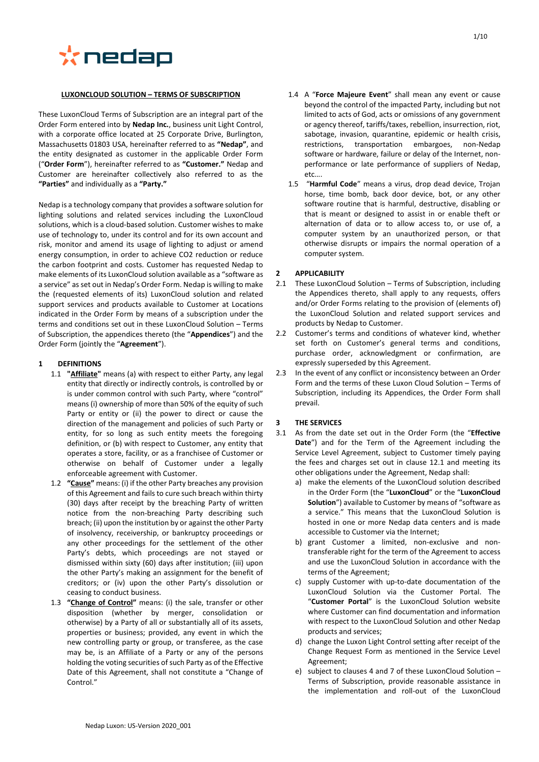## LUXONCLOUD SOLUTION – TERMS OF SUBSCRIPTION

These LuxonCloud Terms of Subscription are an integral part of the Order Form entered into by **Nedap Inc.**, business unit Light Control, with a corporate office located at 25 Corporate Drive, Burlington, Massachusetts 01803 USA, hereinafter referred to as **"Nedap"**, and the entity designated as customer in the applicable Order Form ("**Order Form**"), hereinafter referred to as **"Customer."** Nedap and Customer are hereinafter collectively also referred to as the **"Parties"** and individually as a **"Party."**

Nedap is a technology company that provides a software solution for lighting solutions and related services including the LuxonCloud solutions, which is a cloud-based solution. Customer wishes to make use of technology to, under its control and for its own account and risk, monitor and amend its usage of lighting to adjust or amend energy consumption, in order to achieve CO2 reduction or reduce the carbon footprint and costs. Customer has requested Nedap to make elements of its LuxonCloud solution available as a "software as a service" as set out in Nedap's Order Form. Nedap is willing to make the (requested elements of its) LuxonCloud solution and related support services and products available to Customer at Locations indicated in the Order Form by means of a subscription under the terms and conditions set out in these LuxonCloud Solution – Terms of Subscription, the appendices thereto (the "**Appendices**") and the Order Form (jointly the "**Agreement**").

### 1 DEFINITIONS

1.1 **"Affiliate"** means (a) with respect to either Party, any legal entity that directly or indirectly controls, is controlled by or is under common control with such Party, where "control" means (i) ownership of more than 50% of the equity of such Party or entity or (ii) the power to direct or cause the direction of the management and policies of such Party or entity, for so long as such entity meets the foregoing definition, or (b) with respect to Customer, any entity that operates a store, facility, or as a franchisee of Customer or otherwise on behalf of Customer under a legally enforceable agreement with Customer.

1.2 **"Cause"** means: (i) if the other Party breaches any provision of this Agreement and fails to cure such breach within thirty (30) days after receipt by the breaching Party of written notice from the non-breaching Party describing such breach; (ii) upon the institution by or against the other Party of insolvency, receivership, or bankruptcy proceedings or any other proceedings for the settlement of the other Party's debts, which proceedings are not stayed or dismissed within sixty (60) days after institution; (iii) upon the other Party's making an assignment for the benefit of creditors; or (iv) upon the other Party's dissolution or ceasing to conduct business.

1.3 **"Change of Control"** means: (i) the sale, transfer or other disposition (whether by merger, consolidation or otherwise) by a Party of all or substantially all of its assets, properties or business; provided, any event in which the new controlling party or transferee, as the case may be, is an Affiliate of a Party or any of the persons holding the voting securities of such Party as of the Effective Date of this Agreement, shall not constitute a "Change of Control."

1.4 A "**Force Majeure Event**" shall mean any event or cause beyond the control of the impacted Party, including but not limited to acts of God, acts or omissions of any government or agency thereof, tariffs/taxes, rebellion, insurrection, riot, sabotage, invasion, quarantine, epidemic or health crisis, restrictions, transportation embargoes, non-Nedap software or hardware, failure or delay of the Internet, non-performance or late performance of suppliers of Nedap, etc….

1.5 "**Harmful Code**" means a virus, drop dead device, Trojan horse, time bomb, back door device, bot, or any other software routine that is harmful, destructive, disabling or that is meant or designed to assist in or enable theft or alternation of data or to allow access to, or use of, a computer system by an unauthorized person, or that otherwise disrupts or impairs the normal operation of a computer system.

### 2 APPLICABILITY

2.1 These LuxonCloud Solution – Terms of Subscription, including the Appendices thereto, shall apply to any requests, offers and/or Order Forms relating to the provision of (elements of) the LuxonCloud Solution and related support services and products by Nedap to Customer.

2.2 Customer's terms and conditions of whatever kind, whether set forth on Customer's general terms and conditions, purchase order, acknowledgment or confirmation, are expressly superseded by this Agreement.

2.3 In the event of any conflict or inconsistency between an Order Form and the terms of these Luxon Cloud Solution – Terms of Subscription, including its Appendices, the Order Form shall prevail.

### 3 THE SERVICES

3.1 As from the date set out in the Order Form (the "**Effective Date**") and for the Term of the Agreement including the Service Level Agreement, subject to Customer timely paying the fees and charges set out in clause 12.1 and meeting its other obligations under the Agreement, Nedap shall:

a) make the elements of the LuxonCloud solution described in the Order Form (the "**LuxonCloud**" or the "**LuxonCloud Solution**") available to Customer by means of "software as a service." This means that the LuxonCloud Solution is hosted in one or more Nedap data centers and is made accessible to Customer via the Internet;

b) grant Customer a limited, non-exclusive and non-transferable right for the term of the Agreement to access and use the LuxonCloud Solution in accordance with the terms of the Agreement;

c) supply Customer with up-to-date documentation of the LuxonCloud Solution via the Customer Portal. The "**Customer Portal**" is the LuxonCloud Solution website where Customer can find documentation and information with respect to the LuxonCloud Solution and other Nedap products and services;

d) change the Luxon Light Control setting after receipt of the Change Request Form as mentioned in the Service Level Agreement;

e) subject to clauses 4 and 7 of these LuxonCloud Solution – Terms of Subscription, provide reasonable assistance in the implementation and roll-out of the LuxonCloud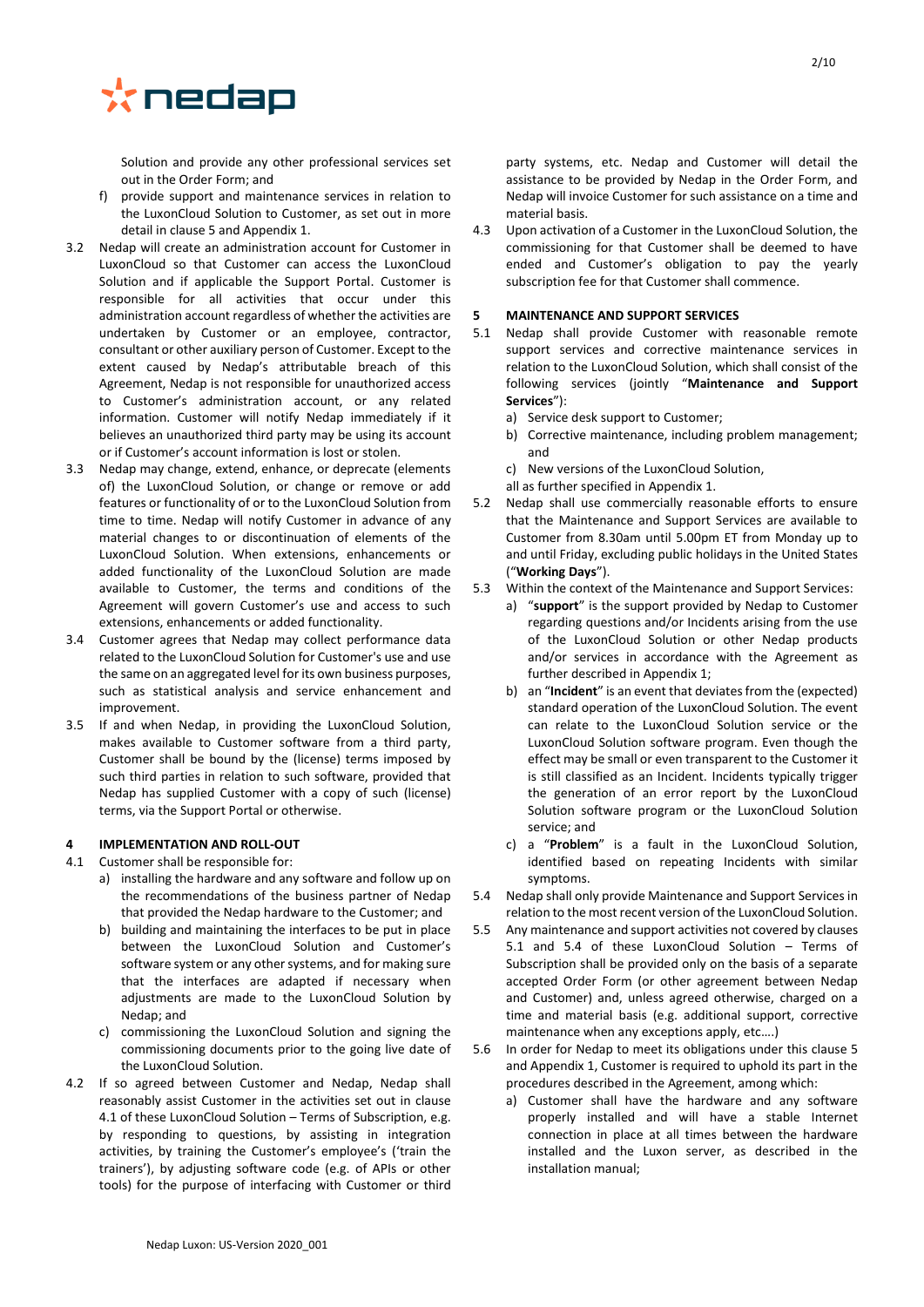Solution and provide any other professional services set out in the Order Form; and

f) provide support and maintenance services in relation to the LuxonCloud Solution to Customer, as set out in more detail in clause 5 and Appendix 1.

3.2 Nedap will create an administration account for Customer in LuxonCloud so that Customer can access the LuxonCloud Solution and if applicable the Support Portal. Customer is responsible for all activities that occur under this administration account regardless of whether the activities are undertaken by Customer or an employee, contractor, consultant or other auxiliary person of Customer. Except to the extent caused by Nedap's attributable breach of this Agreement, Nedap is not responsible for unauthorized access to Customer's administration account, or any related information. Customer will notify Nedap immediately if it believes an unauthorized third party may be using its account or if Customer's account information is lost or stolen.

3.3 Nedap may change, extend, enhance, or deprecate (elements of) the LuxonCloud Solution, or change or remove or add features or functionality of or to the LuxonCloud Solution from time to time. Nedap will notify Customer in advance of any material changes to or discontinuation of elements of the LuxonCloud Solution. When extensions, enhancements or added functionality of the LuxonCloud Solution are made available to Customer, the terms and conditions of the Agreement will govern Customer's use and access to such extensions, enhancements or added functionality.

3.4 Customer agrees that Nedap may collect performance data related to the LuxonCloud Solution for Customer's use and use the same on an aggregated level for its own business purposes, such as statistical analysis and service enhancement and improvement.

3.5 If and when Nedap, in providing the LuxonCloud Solution, makes available to Customer software from a third party, Customer shall be bound by the (license) terms imposed by such third parties in relation to such software, provided that Nedap has supplied Customer with a copy of such (license) terms, via the Support Portal or otherwise.

## 4 IMPLEMENTATION AND ROLL-OUT

4.1 Customer shall be responsible for:

a) installing the hardware and any software and follow up on the recommendations of the business partner of Nedap that provided the Nedap hardware to the Customer; and

b) building and maintaining the interfaces to be put in place between the LuxonCloud Solution and Customer's software system or any other systems, and for making sure that the interfaces are adapted if necessary when adjustments are made to the LuxonCloud Solution by Nedap; and

c) commissioning the LuxonCloud Solution and signing the commissioning documents prior to the going live date of the LuxonCloud Solution.

4.2 If so agreed between Customer and Nedap, Nedap shall reasonably assist Customer in the activities set out in clause 4.1 of these LuxonCloud Solution – Terms of Subscription, e.g. by responding to questions, by assisting in integration activities, by training the Customer's employee's ('train the trainers'), by adjusting software code (e.g. of APIs or other tools) for the purpose of interfacing with Customer or third party systems, etc. Nedap and Customer will detail the assistance to be provided by Nedap in the Order Form, and Nedap will invoice Customer for such assistance on a time and material basis.

4.3 Upon activation of a Customer in the LuxonCloud Solution, the commissioning for that Customer shall be deemed to have ended and Customer's obligation to pay the yearly subscription fee for that Customer shall commence.

## 5 MAINTENANCE AND SUPPORT SERVICES

5.1 Nedap shall provide Customer with reasonable remote support services and corrective maintenance services in relation to the LuxonCloud Solution, which shall consist of the following services (jointly "**Maintenance and Support Services**"):

a) Service desk support to Customer;

b) Corrective maintenance, including problem management; and

c) New versions of the LuxonCloud Solution,

all as further specified in Appendix 1.

5.2 Nedap shall use commercially reasonable efforts to ensure that the Maintenance and Support Services are available to Customer from 8.30am until 5.00pm ET from Monday up to and until Friday, excluding public holidays in the United States ("**Working Days**").

5.3 Within the context of the Maintenance and Support Services:

a) "**support**" is the support provided by Nedap to Customer regarding questions and/or Incidents arising from the use of the LuxonCloud Solution or other Nedap products and/or services in accordance with the Agreement as further described in Appendix 1;

b) an "**Incident**" is an event that deviates from the (expected) standard operation of the LuxonCloud Solution. The event can relate to the LuxonCloud Solution service or the LuxonCloud Solution software program. Even though the effect may be small or even transparent to the Customer it is still classified as an Incident. Incidents typically trigger the generation of an error report by the LuxonCloud Solution software program or the LuxonCloud Solution service; and

c) a "**Problem**" is a fault in the LuxonCloud Solution, identified based on repeating Incidents with similar symptoms.

5.4 Nedap shall only provide Maintenance and Support Services in relation to the most recent version of the LuxonCloud Solution.

5.5 Any maintenance and support activities not covered by clauses 5.1 and 5.4 of these LuxonCloud Solution – Terms of Subscription shall be provided only on the basis of a separate accepted Order Form (or other agreement between Nedap and Customer) and, unless agreed otherwise, charged on a time and material basis (e.g. additional support, corrective maintenance when any exceptions apply, etc.…)

5.6 In order for Nedap to meet its obligations under this clause 5 and Appendix 1, Customer is required to uphold its part in the procedures described in the Agreement, among which:

a) Customer shall have the hardware and any software properly installed and will have a stable Internet connection in place at all times between the hardware installed and the Luxon server, as described in the installation manual;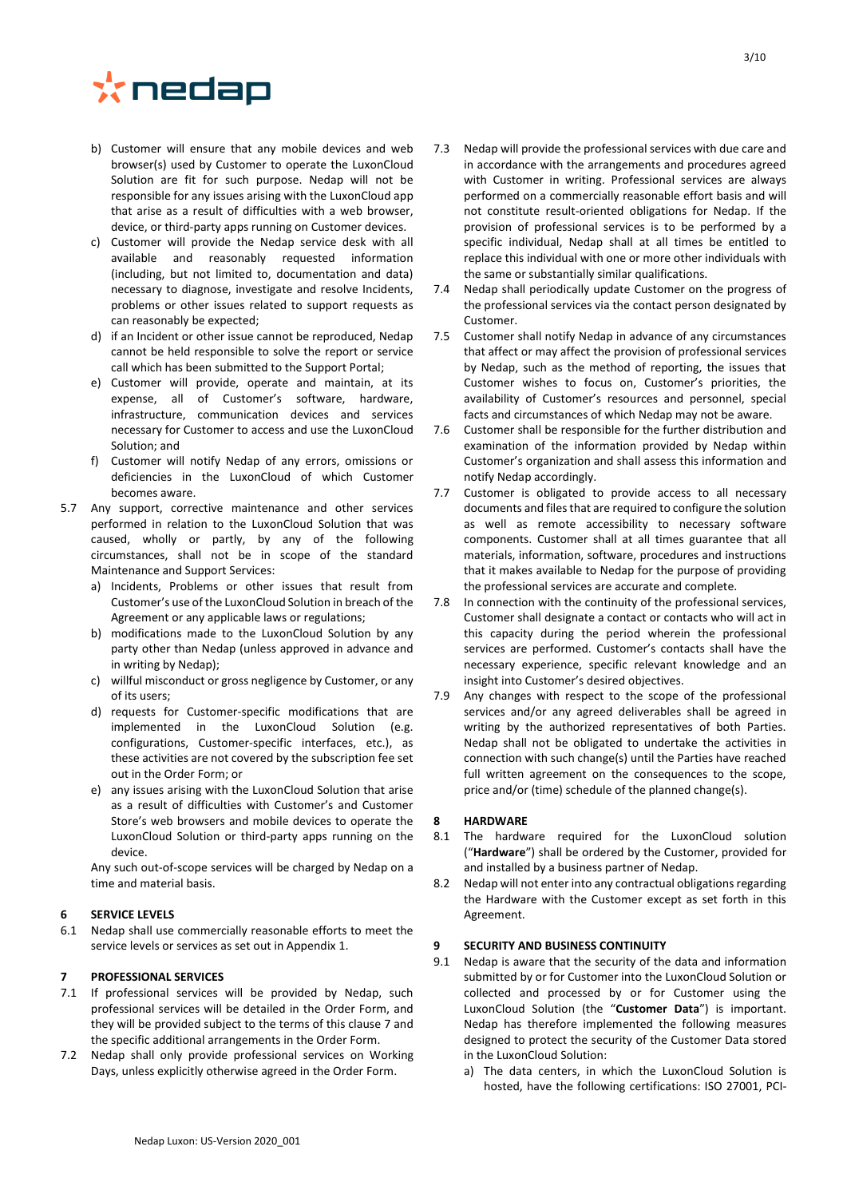b) Customer will ensure that any mobile devices and web browser(s) used by Customer to operate the LuxonCloud Solution are fit for such purpose. Nedap will not be responsible for any issues arising with the LuxonCloud app that arise as a result of difficulties with a web browser, device, or third-party apps running on Customer devices.

c) Customer will provide the Nedap service desk with all available and reasonably requested information (including, but not limited to, documentation and data) necessary to diagnose, investigate and resolve Incidents, problems or other issues related to support requests as can reasonably be expected;

d) if an Incident or other issue cannot be reproduced, Nedap cannot be held responsible to solve the report or service call which has been submitted to the Support Portal;

e) Customer will provide, operate and maintain, at its expense, all of Customer's software, hardware, infrastructure, communication devices and services necessary for Customer to access and use the LuxonCloud Solution; and

f) Customer will notify Nedap of any errors, omissions or deficiencies in the LuxonCloud of which Customer becomes aware.

5.7 Any support, corrective maintenance and other services performed in relation to the LuxonCloud Solution that was caused, wholly or partly, by any of the following circumstances, shall not be in scope of the standard Maintenance and Support Services:

a) Incidents, Problems or other issues that result from Customer's use of the LuxonCloud Solution in breach of the Agreement or any applicable laws or regulations;

b) modifications made to the LuxonCloud Solution by any party other than Nedap (unless approved in advance and in writing by Nedap);

c) willful misconduct or gross negligence by Customer, or any of its users;

d) requests for Customer-specific modifications that are implemented in the LuxonCloud Solution (e.g. configurations, Customer-specific interfaces, etc.), as these activities are not covered by the subscription fee set out in the Order Form; or

e) any issues arising with the LuxonCloud Solution that arise as a result of difficulties with Customer's and Customer Store's web browsers and mobile devices to operate the LuxonCloud Solution or third-party apps running on the device.

Any such out-of-scope services will be charged by Nedap on a time and material basis.

## 6 SERVICE LEVELS

6.1 Nedap shall use commercially reasonable efforts to meet the service levels or services as set out in Appendix 1.

## 7 PROFESSIONAL SERVICES

7.1 If professional services will be provided by Nedap, such professional services will be detailed in the Order Form, and they will be provided subject to the terms of this clause 7 and the specific additional arrangements in the Order Form.

7.2 Nedap shall only provide professional services on Working Days, unless explicitly otherwise agreed in the Order Form.

7.3 Nedap will provide the professional services with due care and in accordance with the arrangements and procedures agreed with Customer in writing. Professional services are always performed on a commercially reasonable effort basis and will not constitute result-oriented obligations for Nedap. If the provision of professional services is to be performed by a specific individual, Nedap shall at all times be entitled to replace this individual with one or more other individuals with the same or substantially similar qualifications.

7.4 Nedap shall periodically update Customer on the progress of the professional services via the contact person designated by Customer.

7.5 Customer shall notify Nedap in advance of any circumstances that affect or may affect the provision of professional services by Nedap, such as the method of reporting, the issues that Customer wishes to focus on, Customer's priorities, the availability of Customer's resources and personnel, special facts and circumstances of which Nedap may not be aware.

7.6 Customer shall be responsible for the further distribution and examination of the information provided by Nedap within Customer's organization and shall assess this information and notify Nedap accordingly.

7.7 Customer is obligated to provide access to all necessary documents and files that are required to configure the solution as well as remote accessibility to necessary software components. Customer shall at all times guarantee that all materials, information, software, procedures and instructions that it makes available to Nedap for the purpose of providing the professional services are accurate and complete.

7.8 In connection with the continuity of the professional services, Customer shall designate a contact or contacts who will act in this capacity during the period wherein the professional services are performed. Customer's contacts shall have the necessary experience, specific relevant knowledge and an insight into Customer's desired objectives.

7.9 Any changes with respect to the scope of the professional services and/or any agreed deliverables shall be agreed in writing by the authorized representatives of both Parties. Nedap shall not be obligated to undertake the activities in connection with such change(s) until the Parties have reached full written agreement on the consequences to the scope, price and/or (time) schedule of the planned change(s).

## 8 HARDWARE

8.1 The hardware required for the LuxonCloud solution ("**Hardware**") shall be ordered by the Customer, provided for and installed by a business partner of Nedap.

8.2 Nedap will not enter into any contractual obligations regarding the Hardware with the Customer except as set forth in this Agreement.

## 9 SECURITY AND BUSINESS CONTINUITY

9.1 Nedap is aware that the security of the data and information submitted by or for Customer into the LuxonCloud Solution or collected and processed by or for Customer using the LuxonCloud Solution (the "**Customer Data**") is important. Nedap has therefore implemented the following measures designed to protect the security of the Customer Data stored in the LuxonCloud Solution:

a) The data centers, in which the LuxonCloud Solution is hosted, have the following certifications: ISO 27001, PCI-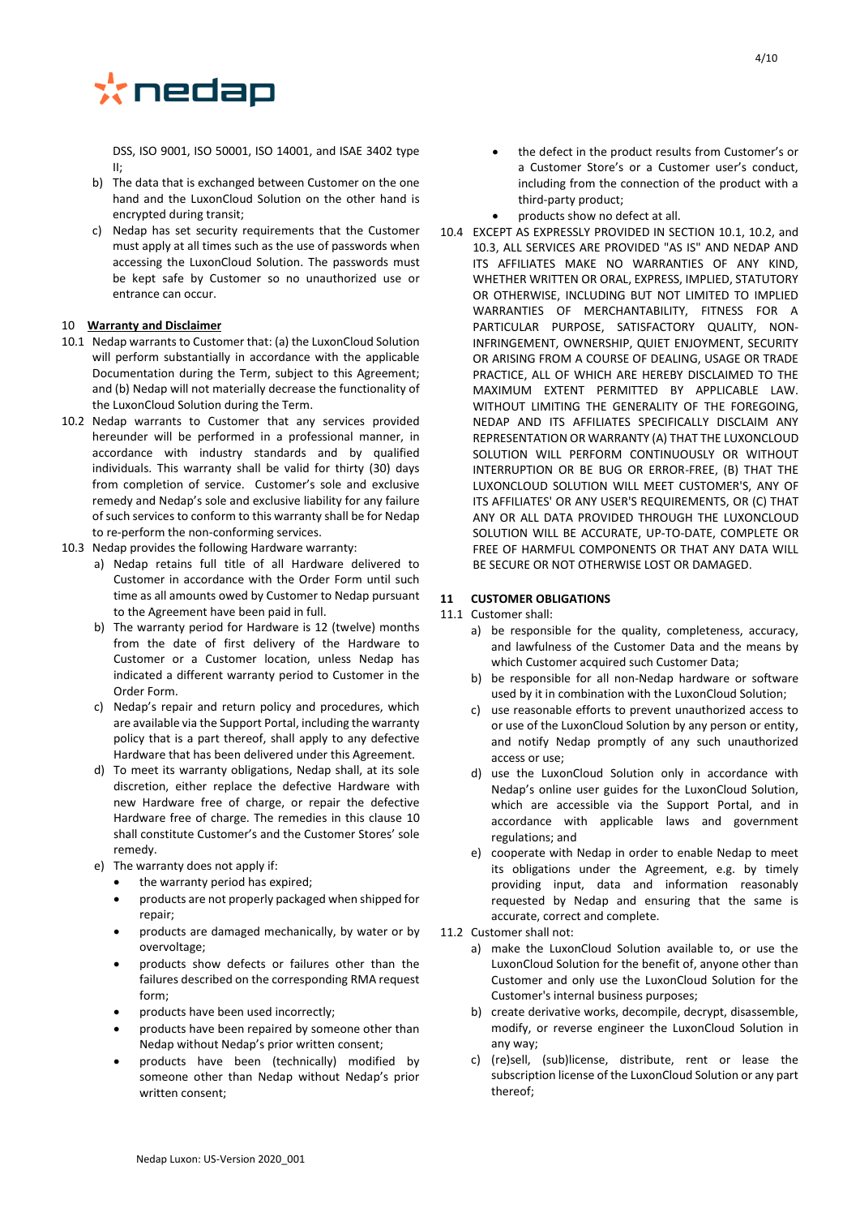DSS, ISO 9001, ISO 50001, ISO 14001, and ISAE 3402 type II;

b) The data that is exchanged between Customer on the one hand and the LuxonCloud Solution on the other hand is encrypted during transit;

c) Nedap has set security requirements that the Customer must apply at all times such as the use of passwords when accessing the LuxonCloud Solution. The passwords must be kept safe by Customer so no unauthorized use or entrance can occur.

## 10 **Warranty and Disclaimer**

10.1 Nedap warrants to Customer that: (a) the LuxonCloud Solution will perform substantially in accordance with the applicable Documentation during the Term, subject to this Agreement; and (b) Nedap will not materially decrease the functionality of the LuxonCloud Solution during the Term.

10.2 Nedap warrants to Customer that any services provided hereunder will be performed in a professional manner, in accordance with industry standards and by qualified individuals. This warranty shall be valid for thirty (30) days from completion of service. Customer's sole and exclusive remedy and Nedap's sole and exclusive liability for any failure of such services to conform to this warranty shall be for Nedap to re-perform the non-conforming services.

10.3 Nedap provides the following Hardware warranty:

a) Nedap retains full title of all Hardware delivered to Customer in accordance with the Order Form until such time as all amounts owed by Customer to Nedap pursuant to the Agreement have been paid in full.

b) The warranty period for Hardware is 12 (twelve) months from the date of first delivery of the Hardware to Customer or a Customer location, unless Nedap has indicated a different warranty period to Customer in the Order Form.

c) Nedap's repair and return policy and procedures, which are available via the Support Portal, including the warranty policy that is a part thereof, shall apply to any defective Hardware that has been delivered under this Agreement.

d) To meet its warranty obligations, Nedap shall, at its sole discretion, either replace the defective Hardware with new Hardware free of charge, or repair the defective Hardware free of charge. The remedies in this clause 10 shall constitute Customer's and the Customer Stores' sole remedy.

e) The warranty does not apply if:

- the warranty period has expired;
- products are not properly packaged when shipped for repair;
- products are damaged mechanically, by water or by overvoltage;
- products show defects or failures other than the failures described on the corresponding RMA request form;
- products have been used incorrectly;
- products have been repaired by someone other than Nedap without Nedap's prior written consent;
- products have been (technically) modified by someone other than Nedap without Nedap's prior written consent;
- the defect in the product results from Customer's or a Customer Store's or a Customer user's conduct, including from the connection of the product with a third-party product;
- products show no defect at all.

10.4 EXCEPT AS EXPRESSLY PROVIDED IN SECTION 10.1, 10.2, and 10.3, ALL SERVICES ARE PROVIDED "AS IS" AND NEDAP AND ITS AFFILIATES MAKE NO WARRANTIES OF ANY KIND, WHETHER WRITTEN OR ORAL, EXPRESS, IMPLIED, STATUTORY OR OTHERWISE, INCLUDING BUT NOT LIMITED TO IMPLIED WARRANTIES OF MERCHANTABILITY, FITNESS FOR A PARTICULAR PURPOSE, SATISFACTORY QUALITY, NON-INFRINGEMENT, OWNERSHIP, QUIET ENJOYMENT, SECURITY OR ARISING FROM A COURSE OF DEALING, USAGE OR TRADE PRACTICE, ALL OF WHICH ARE HEREBY DISCLAIMED TO THE MAXIMUM EXTENT PERMITTED BY APPLICABLE LAW. WITHOUT LIMITING THE GENERALITY OF THE FOREGOING, NEDAP AND ITS AFFILIATES SPECIFICALLY DISCLAIM ANY REPRESENTATION OR WARRANTY (A) THAT THE LUXONCLOUD SOLUTION WILL PERFORM CONTINUOUSLY OR WITHOUT INTERRUPTION OR BE BUG OR ERROR-FREE, (B) THAT THE LUXONCLOUD SOLUTION WILL MEET CUSTOMER'S, ANY OF ITS AFFILIATES' OR ANY USER'S REQUIREMENTS, OR (C) THAT ANY OR ALL DATA PROVIDED THROUGH THE LUXONCLOUD SOLUTION WILL BE ACCURATE, UP-TO-DATE, COMPLETE OR FREE OF HARMFUL COMPONENTS OR THAT ANY DATA WILL BE SECURE OR NOT OTHERWISE LOST OR DAMAGED.

## 11 **CUSTOMER OBLIGATIONS**

11.1 Customer shall:

a) be responsible for the quality, completeness, accuracy, and lawfulness of the Customer Data and the means by which Customer acquired such Customer Data;

b) be responsible for all non-Nedap hardware or software used by it in combination with the LuxonCloud Solution;

c) use reasonable efforts to prevent unauthorized access to or use of the LuxonCloud Solution by any person or entity, and notify Nedap promptly of any such unauthorized access or use;

d) use the LuxonCloud Solution only in accordance with Nedap's online user guides for the LuxonCloud Solution, which are accessible via the Support Portal, and in accordance with applicable laws and government regulations; and

e) cooperate with Nedap in order to enable Nedap to meet its obligations under the Agreement, e.g. by timely providing input, data and information reasonably requested by Nedap and ensuring that the same is accurate, correct and complete.

11.2 Customer shall not:

a) make the LuxonCloud Solution available to, or use the LuxonCloud Solution for the benefit of, anyone other than Customer and only use the LuxonCloud Solution for the Customer's internal business purposes;

b) create derivative works, decompile, decrypt, disassemble, modify, or reverse engineer the LuxonCloud Solution in any way;

c) (re)sell, (sub)license, distribute, rent or lease the subscription license of the LuxonCloud Solution or any part thereof;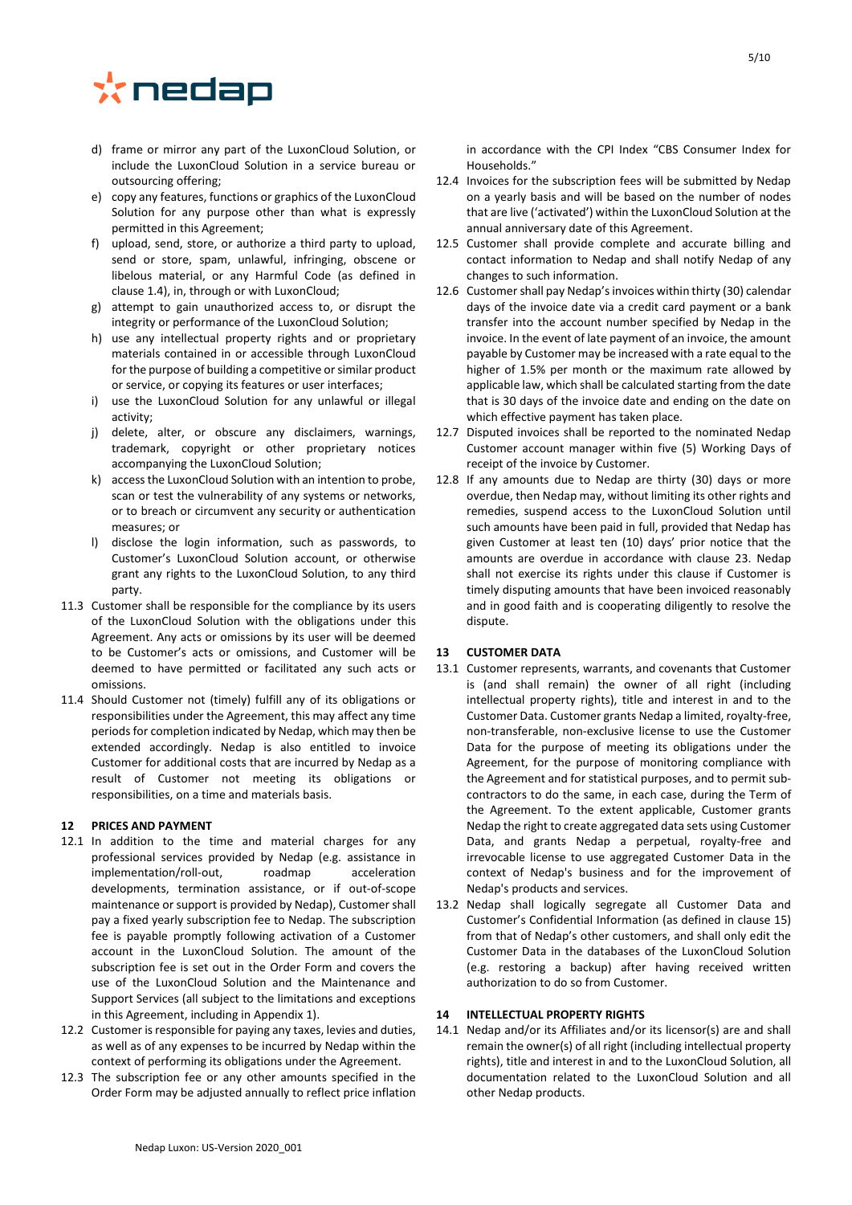d) frame or mirror any part of the LuxonCloud Solution, or include the LuxonCloud Solution in a service bureau or outsourcing offering;

e) copy any features, functions or graphics of the LuxonCloud Solution for any purpose other than what is expressly permitted in this Agreement;

f) upload, send, store, or authorize a third party to upload, send or store, spam, unlawful, infringing, obscene or libelous material, or any Harmful Code (as defined in clause 1.4), in, through or with LuxonCloud;

g) attempt to gain unauthorized access to, or disrupt the integrity or performance of the LuxonCloud Solution;

h) use any intellectual property rights and or proprietary materials contained in or accessible through LuxonCloud for the purpose of building a competitive or similar product or service, or copying its features or user interfaces;

i) use the LuxonCloud Solution for any unlawful or illegal activity;

j) delete, alter, or obscure any disclaimers, warnings, trademark, copyright or other proprietary notices accompanying the LuxonCloud Solution;

k) access the LuxonCloud Solution with an intention to probe, scan or test the vulnerability of any systems or networks, or to breach or circumvent any security or authentication measures; or

l) disclose the login information, such as passwords, to Customer's LuxonCloud Solution account, or otherwise grant any rights to the LuxonCloud Solution, to any third party.

11.3 Customer shall be responsible for the compliance by its users of the LuxonCloud Solution with the obligations under this Agreement. Any acts or omissions by its user will be deemed to be Customer's acts or omissions, and Customer will be deemed to have permitted or facilitated any such acts or omissions.

11.4 Should Customer not (timely) fulfill any of its obligations or responsibilities under the Agreement, this may affect any time periods for completion indicated by Nedap, which may then be extended accordingly. Nedap is also entitled to invoice Customer for additional costs that are incurred by Nedap as a result of Customer not meeting its obligations or responsibilities, on a time and materials basis.

## 12 PRICES AND PAYMENT

12.1 In addition to the time and material charges for any professional services provided by Nedap (e.g. assistance in implementation/roll-out, roadmap acceleration developments, termination assistance, or if out-of-scope maintenance or support is provided by Nedap), Customer shall pay a fixed yearly subscription fee to Nedap. The subscription fee is payable promptly following activation of a Customer account in the LuxonCloud Solution. The amount of the subscription fee is set out in the Order Form and covers the use of the LuxonCloud Solution and the Maintenance and Support Services (all subject to the limitations and exceptions in this Agreement, including in Appendix 1).

12.2 Customer is responsible for paying any taxes, levies and duties, as well as of any expenses to be incurred by Nedap within the context of performing its obligations under the Agreement.

12.3 The subscription fee or any other amounts specified in the Order Form may be adjusted annually to reflect price inflation in accordance with the CPI Index "CBS Consumer Index for Households."

12.4 Invoices for the subscription fees will be submitted by Nedap on a yearly basis and will be based on the number of nodes that are live ('activated') within the LuxonCloud Solution at the annual anniversary date of this Agreement.

12.5 Customer shall provide complete and accurate billing and contact information to Nedap and shall notify Nedap of any changes to such information.

12.6 Customer shall pay Nedap's invoices within thirty (30) calendar days of the invoice date via a credit card payment or a bank transfer into the account number specified by Nedap in the invoice. In the event of late payment of an invoice, the amount payable by Customer may be increased with a rate equal to the higher of 1.5% per month or the maximum rate allowed by applicable law, which shall be calculated starting from the date that is 30 days of the invoice date and ending on the date on which effective payment has taken place.

12.7 Disputed invoices shall be reported to the nominated Nedap Customer account manager within five (5) Working Days of receipt of the invoice by Customer.

12.8 If any amounts due to Nedap are thirty (30) days or more overdue, then Nedap may, without limiting its other rights and remedies, suspend access to the LuxonCloud Solution until such amounts have been paid in full, provided that Nedap has given Customer at least ten (10) days' prior notice that the amounts are overdue in accordance with clause 23. Nedap shall not exercise its rights under this clause if Customer is timely disputing amounts that have been invoiced reasonably and in good faith and is cooperating diligently to resolve the dispute.

## 13 CUSTOMER DATA

13.1 Customer represents, warrants, and covenants that Customer is (and shall remain) the owner of all right (including intellectual property rights), title and interest in and to the Customer Data. Customer grants Nedap a limited, royalty-free, non-transferable, non-exclusive license to use the Customer Data for the purpose of meeting its obligations under the Agreement, for the purpose of monitoring compliance with the Agreement and for statistical purposes, and to permit sub-contractors to do the same, in each case, during the Term of the Agreement. To the extent applicable, Customer grants Nedap the right to create aggregated data sets using Customer Data, and grants Nedap a perpetual, royalty-free and irrevocable license to use aggregated Customer Data in the context of Nedap's business and for the improvement of Nedap's products and services.

13.2 Nedap shall logically segregate all Customer Data and Customer's Confidential Information (as defined in clause 15) from that of Nedap's other customers, and shall only edit the Customer Data in the databases of the LuxonCloud Solution (e.g. restoring a backup) after having received written authorization to do so from Customer.

## 14 INTELLECTUAL PROPERTY RIGHTS

14.1 Nedap and/or its Affiliates and/or its licensor(s) are and shall remain the owner(s) of all right (including intellectual property rights), title and interest in and to the LuxonCloud Solution, all documentation related to the LuxonCloud Solution and all other Nedap products.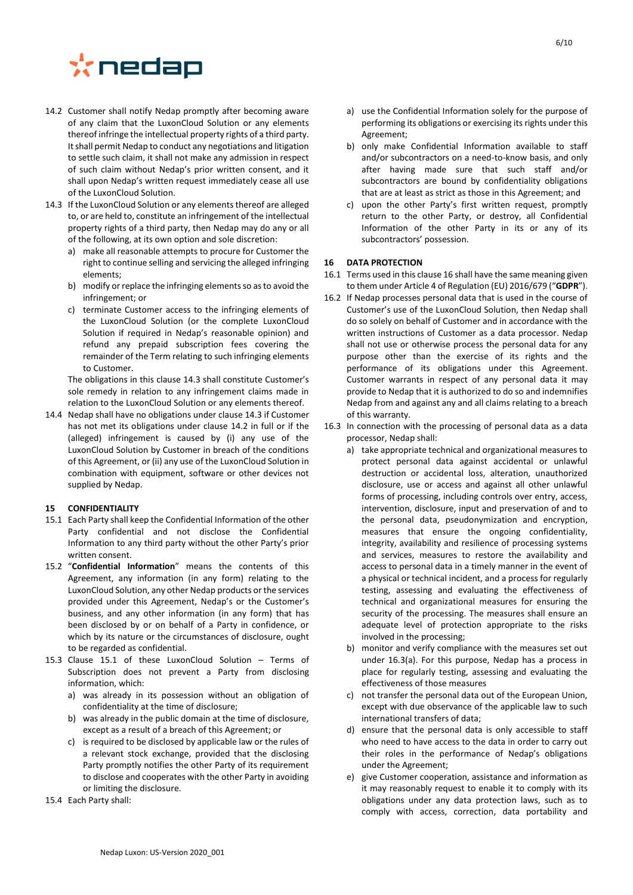14.2 Customer shall notify Nedap promptly after becoming aware of any claim that the LuxonCloud Solution or any elements thereof infringe the intellectual property rights of a third party. It shall permit Nedap to conduct any negotiations and litigation to settle such claim, it shall not make any admission in respect of such claim without Nedap's prior written consent, and it shall upon Nedap's written request immediately cease all use of the LuxonCloud Solution.

14.3 If the LuxonCloud Solution or any elements thereof are alleged to, or are held to, constitute an infringement of the intellectual property rights of a third party, then Nedap may do any or all of the following, at its own option and sole discretion:

a) make all reasonable attempts to procure for Customer the right to continue selling and servicing the alleged infringing elements;
b) modify or replace the infringing elements so as to avoid the infringement; or
c) terminate Customer access to the infringing elements of the LuxonCloud Solution (or the complete LuxonCloud Solution if required in Nedap's reasonable opinion) and refund any prepaid subscription fees covering the remainder of the Term relating to such infringing elements to Customer.

The obligations in this clause 14.3 shall constitute Customer's sole remedy in relation to any infringement claims made in relation to the LuxonCloud Solution or any elements thereof.

14.4 Nedap shall have no obligations under clause 14.3 if Customer has not met its obligations under clause 14.2 in full or if the (alleged) infringement is caused by (i) any use of the LuxonCloud Solution by Customer in breach of the conditions of this Agreement, or (ii) any use of the LuxonCloud Solution in combination with equipment, software or other devices not supplied by Nedap.

## 15 CONFIDENTIALITY

15.1 Each Party shall keep the Confidential Information of the other Party confidential and not disclose the Confidential Information to any third party without the other Party's prior written consent.

15.2 "**Confidential Information**" means the contents of this Agreement, any information (in any form) relating to the LuxonCloud Solution, any other Nedap products or the services provided under this Agreement, Nedap's or the Customer's business, and any other information (in any form) that has been disclosed by or on behalf of a Party in confidence, or which by its nature or the circumstances of disclosure, ought to be regarded as confidential.

15.3 Clause 15.1 of these LuxonCloud Solution – Terms of Subscription does not prevent a Party from disclosing information, which:

a) was already in its possession without an obligation of confidentiality at the time of disclosure;
b) was already in the public domain at the time of disclosure, except as a result of a breach of this Agreement; or
c) is required to be disclosed by applicable law or the rules of a relevant stock exchange, provided that the disclosing Party promptly notifies the other Party of its requirement to disclose and cooperates with the other Party in avoiding or limiting the disclosure.

15.4 Each Party shall:

a) use the Confidential Information solely for the purpose of performing its obligations or exercising its rights under this Agreement;
b) only make Confidential Information available to staff and/or subcontractors on a need-to-know basis, and only after having made sure that such staff and/or subcontractors are bound by confidentiality obligations that are at least as strict as those in this Agreement; and
c) upon the other Party's first written request, promptly return to the other Party, or destroy, all Confidential Information of the other Party in its or any of its subcontractors' possession.

## 16 DATA PROTECTION

16.1 Terms used in this clause 16 shall have the same meaning given to them under Article 4 of Regulation (EU) 2016/679 ("**GDPR**").

16.2 If Nedap processes personal data that is used in the course of Customer's use of the LuxonCloud Solution, then Nedap shall do so solely on behalf of Customer and in accordance with the written instructions of Customer as a data processor. Nedap shall not use or otherwise process the personal data for any purpose other than the exercise of its rights and the performance of its obligations under this Agreement. Customer warrants in respect of any personal data it may provide to Nedap that it is authorized to do so and indemnifies Nedap from and against any and all claims relating to a breach of this warranty.

16.3 In connection with the processing of personal data as a data processor, Nedap shall:

a) take appropriate technical and organizational measures to protect personal data against accidental or unlawful destruction or accidental loss, alteration, unauthorized disclosure, use or access and against all other unlawful forms of processing, including controls over entry, access, intervention, disclosure, input and preservation of and to the personal data, pseudonymization and encryption, measures that ensure the ongoing confidentiality, integrity, availability and resilience of processing systems and services, measures to restore the availability and access to personal data in a timely manner in the event of a physical or technical incident, and a process for regularly testing, assessing and evaluating the effectiveness of technical and organizational measures for ensuring the security of the processing. The measures shall ensure an adequate level of protection appropriate to the risks involved in the processing;
b) monitor and verify compliance with the measures set out under 16.3(a). For this purpose, Nedap has a process in place for regularly testing, assessing and evaluating the effectiveness of those measures
c) not transfer the personal data out of the European Union, except with due observance of the applicable law to such international transfers of data;
d) ensure that the personal data is only accessible to staff who need to have access to the data in order to carry out their roles in the performance of Nedap's obligations under the Agreement;
e) give Customer cooperation, assistance and information as it may reasonably request to enable it to comply with its obligations under any data protection laws, such as to comply with access, correction, data portability and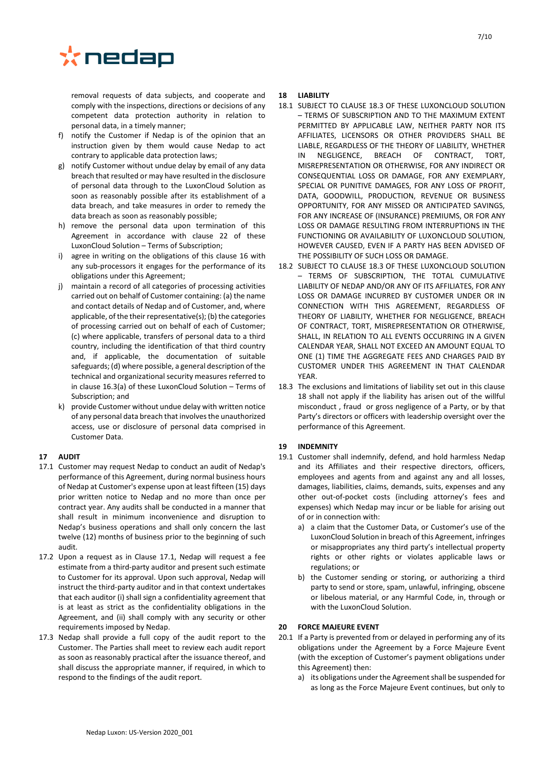removal requests of data subjects, and cooperate and comply with the inspections, directions or decisions of any competent data protection authority in relation to personal data, in a timely manner;

f) notify the Customer if Nedap is of the opinion that an instruction given by them would cause Nedap to act contrary to applicable data protection laws;

g) notify Customer without undue delay by email of any data breach that resulted or may have resulted in the disclosure of personal data through to the LuxonCloud Solution as soon as reasonably possible after its establishment of a data breach, and take measures in order to remedy the data breach as soon as reasonably possible;

h) remove the personal data upon termination of this Agreement in accordance with clause 22 of these LuxonCloud Solution – Terms of Subscription;

i) agree in writing on the obligations of this clause 16 with any sub-processors it engages for the performance of its obligations under this Agreement;

j) maintain a record of all categories of processing activities carried out on behalf of Customer containing: (a) the name and contact details of Nedap and of Customer, and, where applicable, of the their representative(s); (b) the categories of processing carried out on behalf of each of Customer; (c) where applicable, transfers of personal data to a third country, including the identification of that third country and, if applicable, the documentation of suitable safeguards; (d) where possible, a general description of the technical and organizational security measures referred to in clause 16.3(a) of these LuxonCloud Solution – Terms of Subscription; and

k) provide Customer without undue delay with written notice of any personal data breach that involves the unauthorized access, use or disclosure of personal data comprised in Customer Data.

## 17 AUDIT

17.1 Customer may request Nedap to conduct an audit of Nedap's performance of this Agreement, during normal business hours of Nedap at Customer's expense upon at least fifteen (15) days prior written notice to Nedap and no more than once per contract year. Any audits shall be conducted in a manner that shall result in minimum inconvenience and disruption to Nedap's business operations and shall only concern the last twelve (12) months of business prior to the beginning of such audit.

17.2 Upon a request as in Clause 17.1, Nedap will request a fee estimate from a third-party auditor and present such estimate to Customer for its approval. Upon such approval, Nedap will instruct the third-party auditor and in that context undertakes that each auditor (i) shall sign a confidentiality agreement that is at least as strict as the confidentiality obligations in the Agreement, and (ii) shall comply with any security or other requirements imposed by Nedap.

17.3 Nedap shall provide a full copy of the audit report to the Customer. The Parties shall meet to review each audit report as soon as reasonably practical after the issuance thereof, and shall discuss the appropriate manner, if required, in which to respond to the findings of the audit report.

## 18 LIABILITY

18.1 SUBJECT TO CLAUSE 18.3 OF THESE LUXONCLOUD SOLUTION – TERMS OF SUBSCRIPTION AND TO THE MAXIMUM EXTENT PERMITTED BY APPLICABLE LAW, NEITHER PARTY NOR ITS AFFILIATES, LICENSORS OR OTHER PROVIDERS SHALL BE LIABLE, REGARDLESS OF THE THEORY OF LIABILITY, WHETHER IN NEGLIGENCE, BREACH OF CONTRACT, TORT, MISREPRESENTATION OR OTHERWISE, FOR ANY INDIRECT OR CONSEQUENTIAL LOSS OR DAMAGE, FOR ANY EXEMPLARY, SPECIAL OR PUNITIVE DAMAGES, FOR ANY LOSS OF PROFIT, DATA, GOODWILL, PRODUCTION, REVENUE OR BUSINESS OPPORTUNITY, FOR ANY MISSED OR ANTICIPATED SAVINGS, FOR ANY INCREASE OF (INSURANCE) PREMIUMS, OR FOR ANY LOSS OR DAMAGE RESULTING FROM INTERRUPTIONS IN THE FUNCTIONING OR AVAILABILITY OF LUXONCLOUD SOLUTION, HOWEVER CAUSED, EVEN IF A PARTY HAS BEEN ADVISED OF THE POSSIBILITY OF SUCH LOSS OR DAMAGE.

18.2 SUBJECT TO CLAUSE 18.3 OF THESE LUXONCLOUD SOLUTION – TERMS OF SUBSCRIPTION, THE TOTAL CUMULATIVE LIABILITY OF NEDAP AND/OR ANY OF ITS AFFILIATES, FOR ANY LOSS OR DAMAGE INCURRED BY CUSTOMER UNDER OR IN CONNECTION WITH THIS AGREEMENT, REGARDLESS OF THEORY OF LIABILITY, WHETHER FOR NEGLIGENCE, BREACH OF CONTRACT, TORT, MISREPRESENTATION OR OTHERWISE, SHALL, IN RELATION TO ALL EVENTS OCCURRING IN A GIVEN CALENDAR YEAR, SHALL NOT EXCEED AN AMOUNT EQUAL TO ONE (1) TIME THE AGGREGATE FEES AND CHARGES PAID BY CUSTOMER UNDER THIS AGREEMENT IN THAT CALENDAR YEAR.

18.3 The exclusions and limitations of liability set out in this clause 18 shall not apply if the liability has arisen out of the willful misconduct , fraud or gross negligence of a Party, or by that Party's directors or officers with leadership oversight over the performance of this Agreement.

## 19 INDEMNITY

19.1 Customer shall indemnify, defend, and hold harmless Nedap and its Affiliates and their respective directors, officers, employees and agents from and against any and all losses, damages, liabilities, claims, demands, suits, expenses and any other out-of-pocket costs (including attorney's fees and expenses) which Nedap may incur or be liable for arising out of or in connection with:

a) a claim that the Customer Data, or Customer's use of the LuxonCloud Solution in breach of this Agreement, infringes or misappropriates any third party's intellectual property rights or other rights or violates applicable laws or regulations; or

b) the Customer sending or storing, or authorizing a third party to send or store, spam, unlawful, infringing, obscene or libelous material, or any Harmful Code, in, through or with the LuxonCloud Solution.

## 20 FORCE MAJEURE EVENT

20.1 If a Party is prevented from or delayed in performing any of its obligations under the Agreement by a Force Majeure Event (with the exception of Customer's payment obligations under this Agreement) then:

a) its obligations under the Agreement shall be suspended for as long as the Force Majeure Event continues, but only to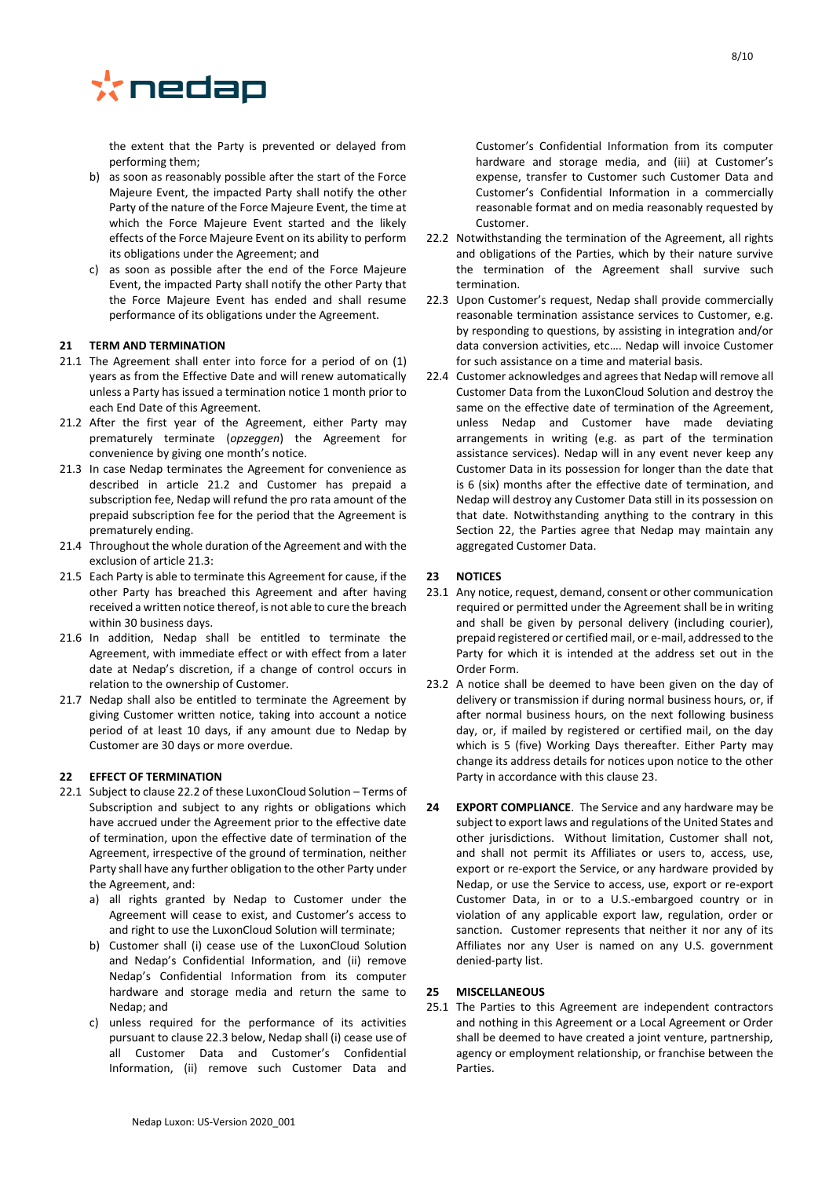the extent that the Party is prevented or delayed from performing them;

b) as soon as reasonably possible after the start of the Force Majeure Event, the impacted Party shall notify the other Party of the nature of the Force Majeure Event, the time at which the Force Majeure Event started and the likely effects of the Force Majeure Event on its ability to perform its obligations under the Agreement; and

c) as soon as possible after the end of the Force Majeure Event, the impacted Party shall notify the other Party that the Force Majeure Event has ended and shall resume performance of its obligations under the Agreement.

## 21 TERM AND TERMINATION

21.1 The Agreement shall enter into force for a period of on (1) years as from the Effective Date and will renew automatically unless a Party has issued a termination notice 1 month prior to each End Date of this Agreement.

21.2 After the first year of the Agreement, either Party may prematurely terminate (*opzeggen*) the Agreement for convenience by giving one month's notice.

21.3 In case Nedap terminates the Agreement for convenience as described in article 21.2 and Customer has prepaid a subscription fee, Nedap will refund the pro rata amount of the prepaid subscription fee for the period that the Agreement is prematurely ending.

21.4 Throughout the whole duration of the Agreement and with the exclusion of article 21.3:

21.5 Each Party is able to terminate this Agreement for cause, if the other Party has breached this Agreement and after having received a written notice thereof, is not able to cure the breach within 30 business days.

21.6 In addition, Nedap shall be entitled to terminate the Agreement, with immediate effect or with effect from a later date at Nedap's discretion, if a change of control occurs in relation to the ownership of Customer.

21.7 Nedap shall also be entitled to terminate the Agreement by giving Customer written notice, taking into account a notice period of at least 10 days, if any amount due to Nedap by Customer are 30 days or more overdue.

## 22 EFFECT OF TERMINATION

22.1 Subject to clause 22.2 of these LuxonCloud Solution – Terms of Subscription and subject to any rights or obligations which have accrued under the Agreement prior to the effective date of termination, upon the effective date of termination of the Agreement, irrespective of the ground of termination, neither Party shall have any further obligation to the other Party under the Agreement, and:

a) all rights granted by Nedap to Customer under the Agreement will cease to exist, and Customer's access to and right to use the LuxonCloud Solution will terminate;

b) Customer shall (i) cease use of the LuxonCloud Solution and Nedap's Confidential Information, and (ii) remove Nedap's Confidential Information from its computer hardware and storage media and return the same to Nedap; and

c) unless required for the performance of its activities pursuant to clause 22.3 below, Nedap shall (i) cease use of all Customer Data and Customer's Confidential Information, (ii) remove such Customer Data and Customer's Confidential Information from its computer hardware and storage media, and (iii) at Customer's expense, transfer to Customer such Customer Data and Customer's Confidential Information in a commercially reasonable format and on media reasonably requested by Customer.

22.2 Notwithstanding the termination of the Agreement, all rights and obligations of the Parties, which by their nature survive the termination of the Agreement shall survive such termination.

22.3 Upon Customer's request, Nedap shall provide commercially reasonable termination assistance services to Customer, e.g. by responding to questions, by assisting in integration and/or data conversion activities, etc.… Nedap will invoice Customer for such assistance on a time and material basis.

22.4 Customer acknowledges and agrees that Nedap will remove all Customer Data from the LuxonCloud Solution and destroy the same on the effective date of termination of the Agreement, unless Nedap and Customer have made deviating arrangements in writing (e.g. as part of the termination assistance services). Nedap will in any event never keep any Customer Data in its possession for longer than the date that is 6 (six) months after the effective date of termination, and Nedap will destroy any Customer Data still in its possession on that date. Notwithstanding anything to the contrary in this Section 22, the Parties agree that Nedap may maintain any aggregated Customer Data.

## 23 NOTICES

23.1 Any notice, request, demand, consent or other communication required or permitted under the Agreement shall be in writing and shall be given by personal delivery (including courier), prepaid registered or certified mail, or e-mail, addressed to the Party for which it is intended at the address set out in the Order Form.

23.2 A notice shall be deemed to have been given on the day of delivery or transmission if during normal business hours, or, if after normal business hours, on the next following business day, or, if mailed by registered or certified mail, on the day which is 5 (five) Working Days thereafter. Either Party may change its address details for notices upon notice to the other Party in accordance with this clause 23.

## 24 EXPORT COMPLIANCE

The Service and any hardware may be subject to export laws and regulations of the United States and other jurisdictions. Without limitation, Customer shall not, and shall not permit its Affiliates or users to, access, use, export or re-export the Service, or any hardware provided by Nedap, or use the Service to access, use, export or re-export Customer Data, in or to a U.S.-embargoed country or in violation of any applicable export law, regulation, order or sanction. Customer represents that neither it nor any of its Affiliates nor any User is named on any U.S. government denied-party list.

## 25 MISCELLANEOUS

25.1 The Parties to this Agreement are independent contractors and nothing in this Agreement or a Local Agreement or Order shall be deemed to have created a joint venture, partnership, agency or employment relationship, or franchise between the Parties.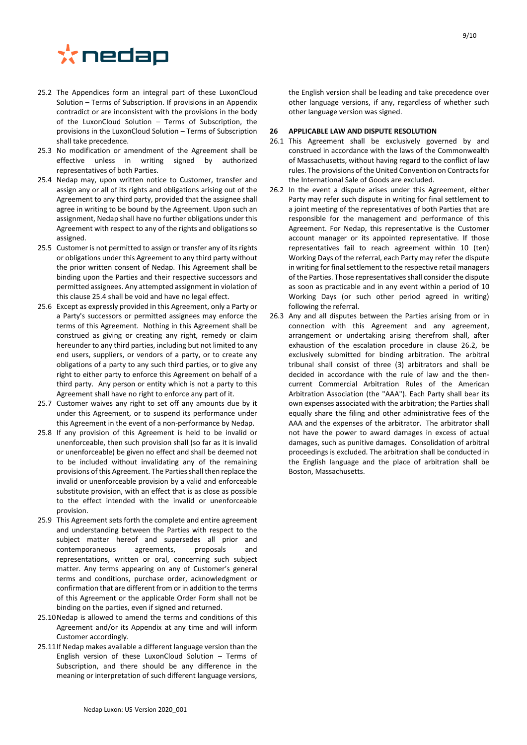25.2 The Appendices form an integral part of these LuxonCloud Solution – Terms of Subscription. If provisions in an Appendix contradict or are inconsistent with the provisions in the body of the LuxonCloud Solution – Terms of Subscription, the provisions in the LuxonCloud Solution – Terms of Subscription shall take precedence.

25.3 No modification or amendment of the Agreement shall be effective unless in writing signed by authorized representatives of both Parties.

25.4 Nedap may, upon written notice to Customer, transfer and assign any or all of its rights and obligations arising out of the Agreement to any third party, provided that the assignee shall agree in writing to be bound by the Agreement. Upon such an assignment, Nedap shall have no further obligations under this Agreement with respect to any of the rights and obligations so assigned.

25.5 Customer is not permitted to assign or transfer any of its rights or obligations under this Agreement to any third party without the prior written consent of Nedap. This Agreement shall be binding upon the Parties and their respective successors and permitted assignees. Any attempted assignment in violation of this clause 25.4 shall be void and have no legal effect.

25.6 Except as expressly provided in this Agreement, only a Party or a Party's successors or permitted assignees may enforce the terms of this Agreement. Nothing in this Agreement shall be construed as giving or creating any right, remedy or claim hereunder to any third parties, including but not limited to any end users, suppliers, or vendors of a party, or to create any obligations of a party to any such third parties, or to give any right to either party to enforce this Agreement on behalf of a third party. Any person or entity which is not a party to this Agreement shall have no right to enforce any part of it.

25.7 Customer waives any right to set off any amounts due by it under this Agreement, or to suspend its performance under this Agreement in the event of a non-performance by Nedap.

25.8 If any provision of this Agreement is held to be invalid or unenforceable, then such provision shall (so far as it is invalid or unenforceable) be given no effect and shall be deemed not to be included without invalidating any of the remaining provisions of this Agreement. The Parties shall then replace the invalid or unenforceable provision by a valid and enforceable substitute provision, with an effect that is as close as possible to the effect intended with the invalid or unenforceable provision.

25.9 This Agreement sets forth the complete and entire agreement and understanding between the Parties with respect to the subject matter hereof and supersedes all prior and contemporaneous agreements, proposals and representations, written or oral, concerning such subject matter. Any terms appearing on any of Customer's general terms and conditions, purchase order, acknowledgment or confirmation that are different from or in addition to the terms of this Agreement or the applicable Order Form shall not be binding on the parties, even if signed and returned.

25.10 Nedap is allowed to amend the terms and conditions of this Agreement and/or its Appendix at any time and will inform Customer accordingly.

25.11 If Nedap makes available a different language version than the English version of these LuxonCloud Solution – Terms of Subscription, and there should be any difference in the meaning or interpretation of such different language versions, the English version shall be leading and take precedence over other language versions, if any, regardless of whether such other language version was signed.

## 26 APPLICABLE LAW AND DISPUTE RESOLUTION

26.1 This Agreement shall be exclusively governed by and construed in accordance with the laws of the Commonwealth of Massachusetts, without having regard to the conflict of law rules. The provisions of the United Convention on Contracts for the International Sale of Goods are excluded.

26.2 In the event a dispute arises under this Agreement, either Party may refer such dispute in writing for final settlement to a joint meeting of the representatives of both Parties that are responsible for the management and performance of this Agreement. For Nedap, this representative is the Customer account manager or its appointed representative. If those representatives fail to reach agreement within 10 (ten) Working Days of the referral, each Party may refer the dispute in writing for final settlement to the respective retail managers of the Parties. Those representatives shall consider the dispute as soon as practicable and in any event within a period of 10 Working Days (or such other period agreed in writing) following the referral.

26.3 Any and all disputes between the Parties arising from or in connection with this Agreement and any agreement, arrangement or undertaking arising therefrom shall, after exhaustion of the escalation procedure in clause 26.2, be exclusively submitted for binding arbitration. The arbitral tribunal shall consist of three (3) arbitrators and shall be decided in accordance with the rule of law and the then-current Commercial Arbitration Rules of the American Arbitration Association (the "AAA"). Each Party shall bear its own expenses associated with the arbitration; the Parties shall equally share the filing and other administrative fees of the AAA and the expenses of the arbitrator. The arbitrator shall not have the power to award damages in excess of actual damages, such as punitive damages. Consolidation of arbitral proceedings is excluded. The arbitration shall be conducted in the English language and the place of arbitration shall be Boston, Massachusetts.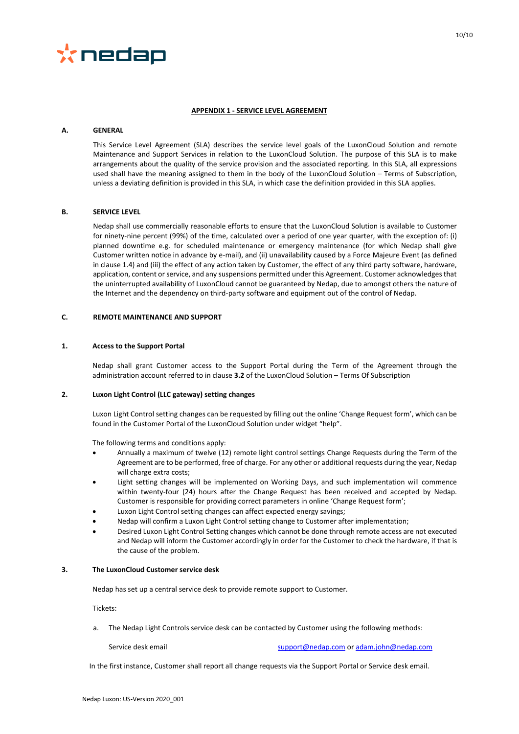## APPENDIX 1 - SERVICE LEVEL AGREEMENT

### A. GENERAL

This Service Level Agreement (SLA) describes the service level goals of the LuxonCloud Solution and remote Maintenance and Support Services in relation to the LuxonCloud Solution. The purpose of this SLA is to make arrangements about the quality of the service provision and the associated reporting. In this SLA, all expressions used shall have the meaning assigned to them in the body of the LuxonCloud Solution – Terms of Subscription, unless a deviating definition is provided in this SLA, in which case the definition provided in this SLA applies.

### B. SERVICE LEVEL

Nedap shall use commercially reasonable efforts to ensure that the LuxonCloud Solution is available to Customer for ninety-nine percent (99%) of the time, calculated over a period of one year quarter, with the exception of: (i) planned downtime e.g. for scheduled maintenance or emergency maintenance (for which Nedap shall give Customer written notice in advance by e-mail), and (ii) unavailability caused by a Force Majeure Event (as defined in clause 1.4) and (iii) the effect of any action taken by Customer, the effect of any third party software, hardware, application, content or service, and any suspensions permitted under this Agreement. Customer acknowledges that the uninterrupted availability of LuxonCloud cannot be guaranteed by Nedap, due to amongst others the nature of the Internet and the dependency on third-party software and equipment out of the control of Nedap.

### C. REMOTE MAINTENANCE AND SUPPORT

#### 1. Access to the Support Portal

Nedap shall grant Customer access to the Support Portal during the Term of the Agreement through the administration account referred to in clause **3.2** of the LuxonCloud Solution – Terms Of Subscription

#### 2. Luxon Light Control (LLC gateway) setting changes

Luxon Light Control setting changes can be requested by filling out the online 'Change Request form', which can be found in the Customer Portal of the LuxonCloud Solution under widget "help".

The following terms and conditions apply:

- Annually a maximum of twelve (12) remote light control settings Change Requests during the Term of the Agreement are to be performed, free of charge. For any other or additional requests during the year, Nedap will charge extra costs;
- Light setting changes will be implemented on Working Days, and such implementation will commence within twenty-four (24) hours after the Change Request has been received and accepted by Nedap. Customer is responsible for providing correct parameters in online 'Change Request form';
- Luxon Light Control setting changes can affect expected energy savings;
- Nedap will confirm a Luxon Light Control setting change to Customer after implementation;
- Desired Luxon Light Control Setting changes which cannot be done through remote access are not executed and Nedap will inform the Customer accordingly in order for the Customer to check the hardware, if that is the cause of the problem.

#### 3. The LuxonCloud Customer service desk

Nedap has set up a central service desk to provide remote support to Customer.

Tickets:

a. The Nedap Light Controls service desk can be contacted by Customer using the following methods:

Service desk email — support@nedap.com or adam.john@nedap.com

In the first instance, Customer shall report all change requests via the Support Portal or Service desk email.